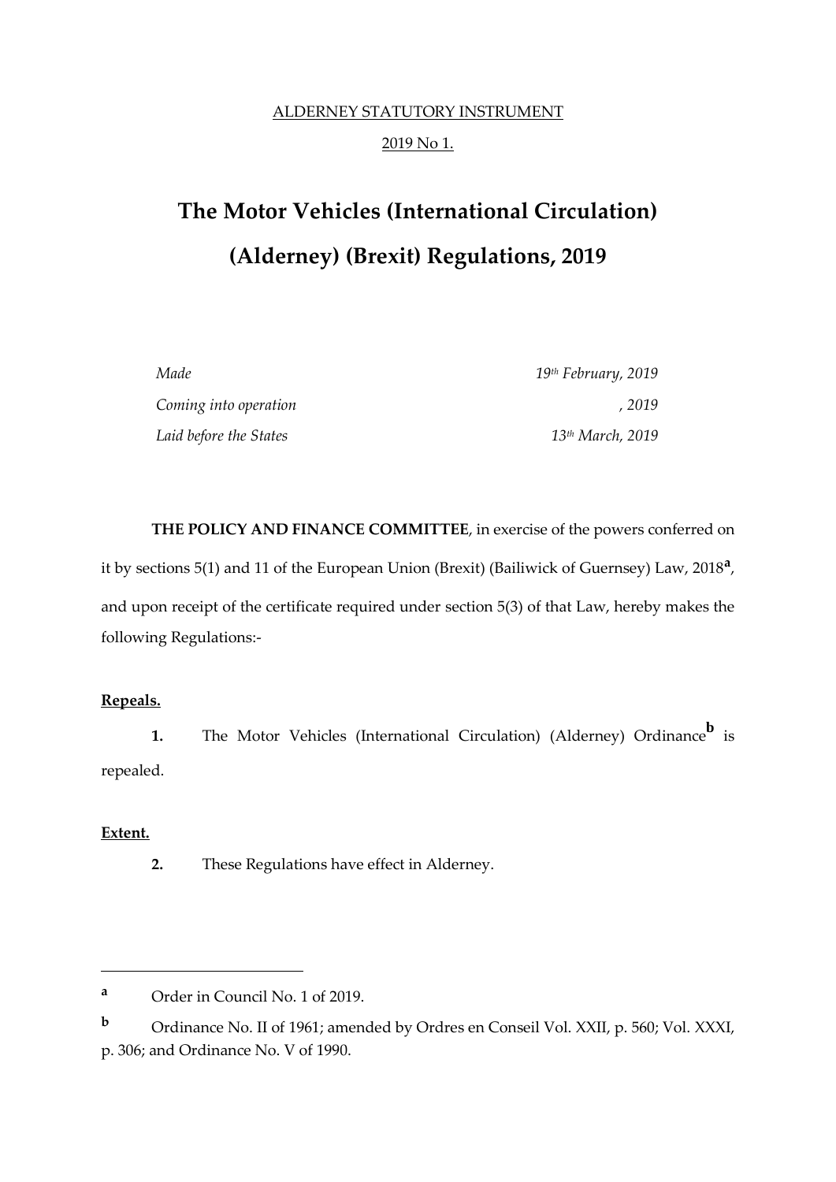ALDERNEY STATUTORY INSTRUMENT

2019 No 1.

# The Motor Vehicles (International Circulation) (Alderney) (Brexit) Regulations, 2019

| | |
|---|---|
| *Made* | *19th February, 2019* |
| *Coming into operation* | *, 2019* |
| *Laid before the States* | *13th March, 2019* |

**THE POLICY AND FINANCE COMMITTEE**, in exercise of the powers conferred on it by sections 5(1) and 11 of the European Union (Brexit) (Bailiwick of Guernsey) Law, 2018[a], and upon receipt of the certificate required under section 5(3) of that Law, hereby makes the following Regulations:-

**Repeals.**

**1.** The Motor Vehicles (International Circulation) (Alderney) Ordinance[b] is repealed.

**Extent.**

**2.** These Regulations have effect in Alderney.

---

[a] Order in Council No. 1 of 2019.

[b] Ordinance No. II of 1961; amended by Ordres en Conseil Vol. XXII, p. 560; Vol. XXXI, p. 306; and Ordinance No. V of 1990.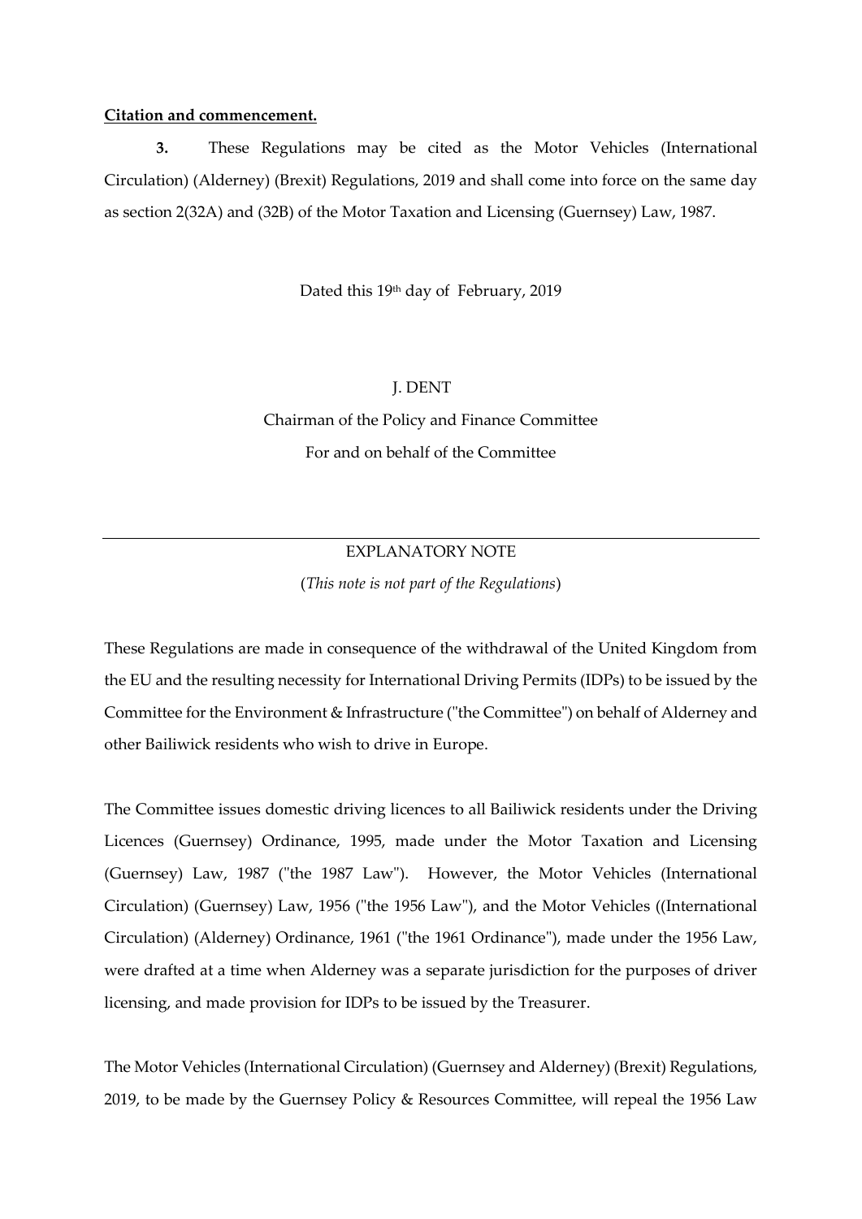**Citation and commencement.**

**3.** These Regulations may be cited as the Motor Vehicles (International Circulation) (Alderney) (Brexit) Regulations, 2019 and shall come into force on the same day as section 2(32A) and (32B) of the Motor Taxation and Licensing (Guernsey) Law, 1987.

Dated this 19th day of February, 2019

J. DENT

Chairman of the Policy and Finance Committee

For and on behalf of the Committee

---

EXPLANATORY NOTE

(*This note is not part of the Regulations*)

These Regulations are made in consequence of the withdrawal of the United Kingdom from the EU and the resulting necessity for International Driving Permits (IDPs) to be issued by the Committee for the Environment & Infrastructure ("the Committee") on behalf of Alderney and other Bailiwick residents who wish to drive in Europe.

The Committee issues domestic driving licences to all Bailiwick residents under the Driving Licences (Guernsey) Ordinance, 1995, made under the Motor Taxation and Licensing (Guernsey) Law, 1987 ("the 1987 Law"). However, the Motor Vehicles (International Circulation) (Guernsey) Law, 1956 ("the 1956 Law"), and the Motor Vehicles ((International Circulation) (Alderney) Ordinance, 1961 ("the 1961 Ordinance"), made under the 1956 Law, were drafted at a time when Alderney was a separate jurisdiction for the purposes of driver licensing, and made provision for IDPs to be issued by the Treasurer.

The Motor Vehicles (International Circulation) (Guernsey and Alderney) (Brexit) Regulations, 2019, to be made by the Guernsey Policy & Resources Committee, will repeal the 1956 Law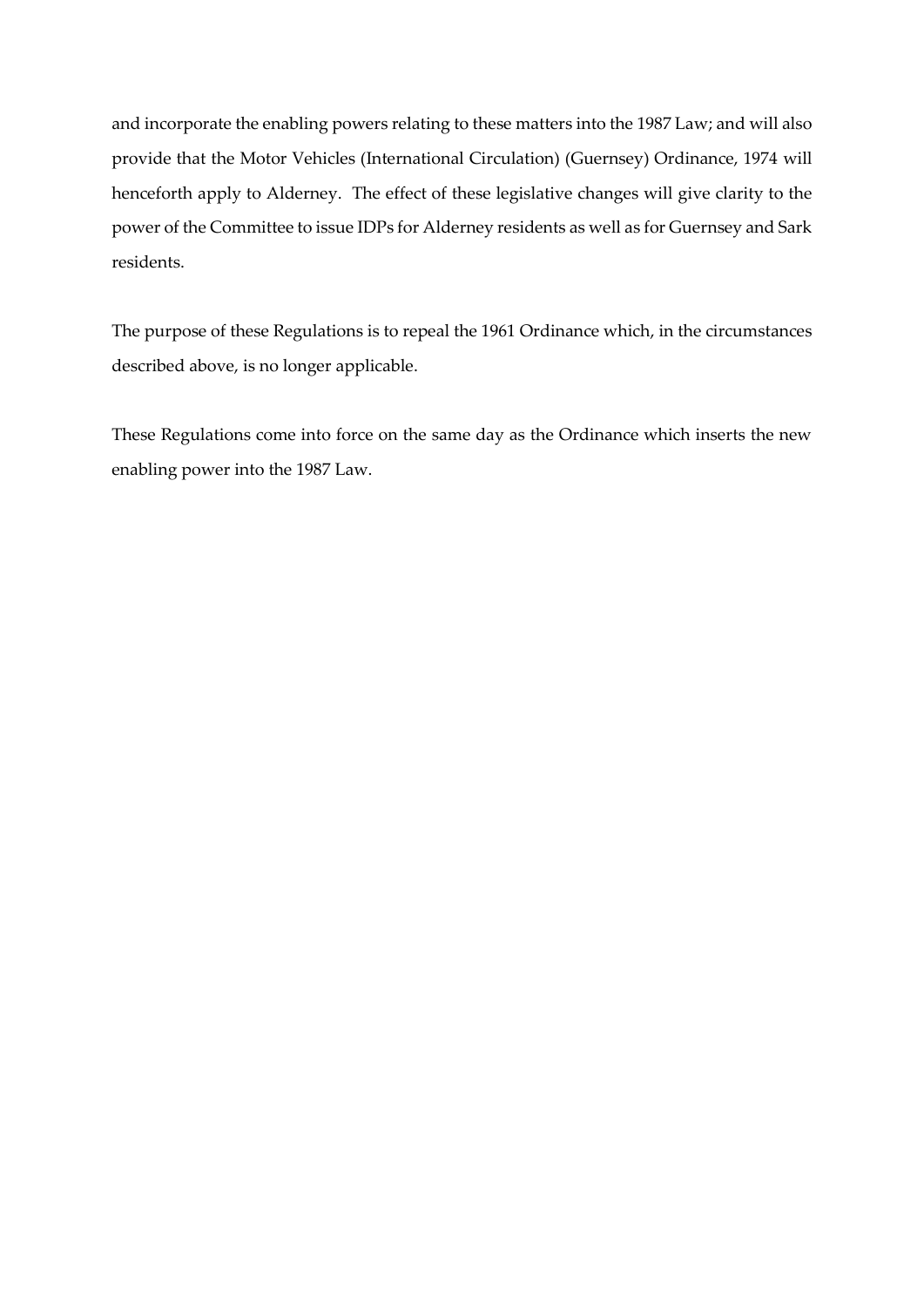and incorporate the enabling powers relating to these matters into the 1987 Law; and will also provide that the Motor Vehicles (International Circulation) (Guernsey) Ordinance, 1974 will henceforth apply to Alderney. The effect of these legislative changes will give clarity to the power of the Committee to issue IDPs for Alderney residents as well as for Guernsey and Sark residents.

The purpose of these Regulations is to repeal the 1961 Ordinance which, in the circumstances described above, is no longer applicable.

These Regulations come into force on the same day as the Ordinance which inserts the new enabling power into the 1987 Law.